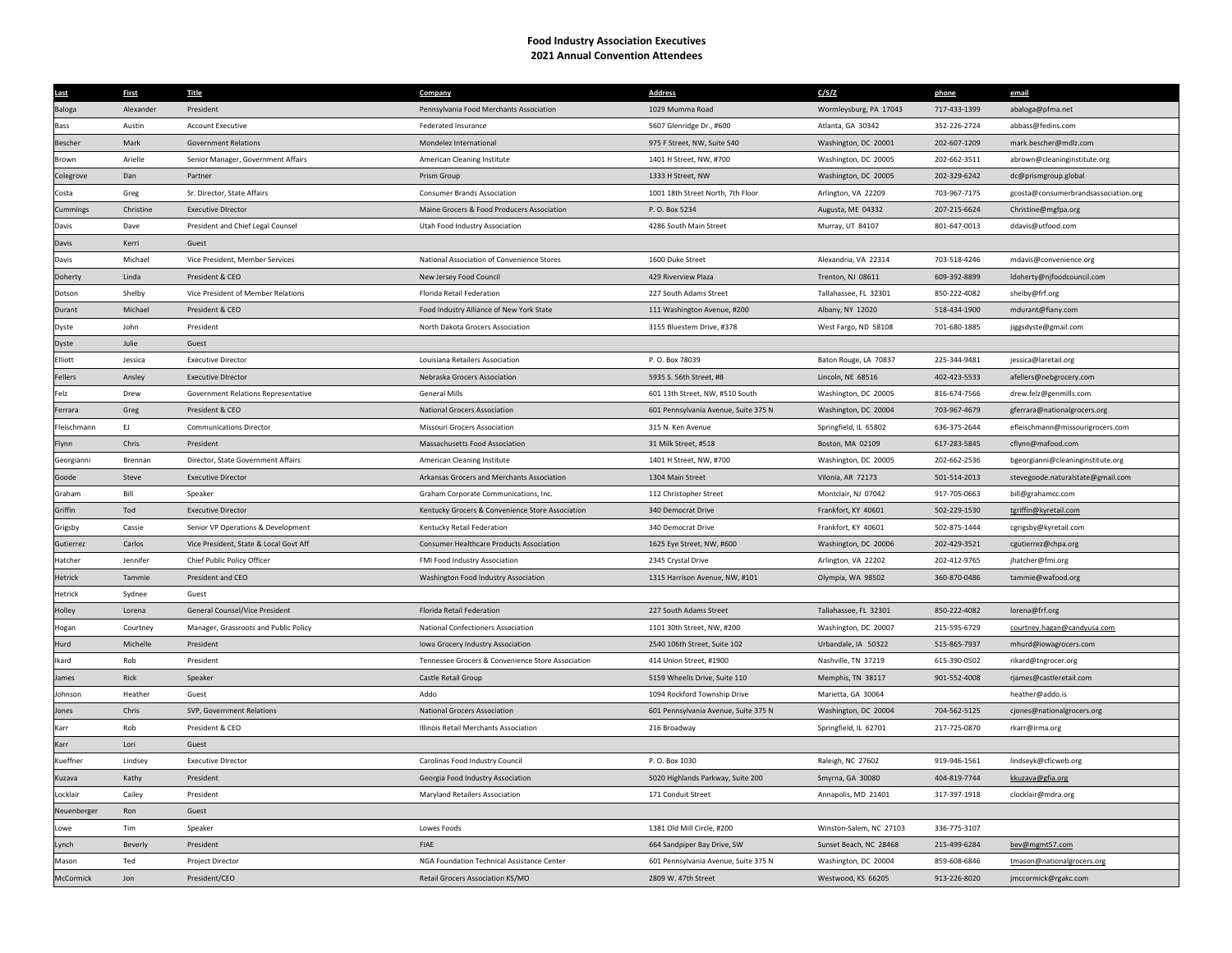# Food Industry Association Executives
## 2021 Annual Convention Attendees

| Last | First | Title | Company | Address | C/S/Z | phone | email |
|---|---|---|---|---|---|---|---|
| Baloga | Alexander | President | Pennsylvania Food Merchants Association | 1029 Mumma Road | Wormleysburg, PA 17043 | 717-433-1399 | abaloga@pfma.net |
| Bass | Austin | Account Executive | Federated Insurance | 5607 Glenridge Dr., #600 | Atlanta, GA 30342 | 352-226-2724 | abbass@fedins.com |
| Bescher | Mark | Government Relations | Mondelez International | 975 F Street, NW, Suite 540 | Washington, DC 20001 | 202-607-1209 | mark.bescher@mdlz.com |
| Brown | Arielle | Senior Manager, Government Affairs | American Cleaning Institute | 1401 H Street, NW, #700 | Washington, DC 20005 | 202-662-3511 | abrown@cleaninginstitute.org |
| Colegrove | Dan | Partner | Prism Group | 1333 H Street, NW | Washington, DC 20005 | 202-329-6242 | dc@prismgroup.global |
| Costa | Greg | Sr. Director, State Affairs | Consumer Brands Association | 1001 18th Street North, 7th Floor | Arlington, VA 22209 | 703-967-7175 | gcosta@consumerbrandsassociation.org |
| Cummings | Christine | Executive DIrector | Maine Grocers & Food Producers Association | P. O. Box 5234 | Augusta, ME 04332 | 207-215-6624 | Christine@mgfpa.org |
| Davis | Dave | President and Chief Legal Counsel | Utah Food Industry Association | 4286 South Main Street | Murray, UT 84107 | 801-647-0013 | ddavis@utfood.com |
| Davis | Kerri | Guest | | | | | |
| Davis | Michael | Vice President, Member Services | National Association of Convenience Stores | 1600 Duke Street | Alexandria, VA 22314 | 703-518-4246 | mdavis@convenience.org |
| Doherty | Linda | President & CEO | New Jersey Food Council | 429 Riverview Plaza | Trenton, NJ 08611 | 609-392-8899 | ldoherty@njfoodcouncil.com |
| Dotson | Shelby | Vice President of Member Relations | Florida Retail Federation | 227 South Adams Street | Tallahassee, FL 32301 | 850-222-4082 | shelby@frf.org |
| Durant | Michael | President & CEO | Food Industry Alliance of New York State | 111 Washington Avenue, #200 | Albany, NY 12020 | 518-434-1900 | mdurant@fiany.com |
| Dyste | John | President | North Dakota Grocers Association | 3155 Bluestem Drive, #378 | West Fargo, ND 58108 | 701-680-1885 | jiggsdyste@gmail.com |
| Dyste | Julie | Guest | | | | | |
| Elliott | Jessica | Executive Director | Louisiana Retailers Association | P. O. Box 78039 | Baton Rouge, LA 70837 | 225-344-9481 | jessica@laretail.org |
| Fellers | Ansley | Executive DIrector | Nebraska Grocers Association | 5935 S. 56th Street, #B | Lincoln, NE 68516 | 402-423-5533 | afellers@nebgrocery.com |
| Felz | Drew | Government Relations Representative | General Mills | 601 13th Street, NW, #510 South | Washington, DC 20005 | 816-674-7566 | drew.felz@genmills.com |
| Ferrara | Greg | President & CEO | National Grocers Association | 601 Pennsylvania Avenue, Suite 375 N | Washington, DC 20004 | 703-967-4679 | gferrara@nationalgrocers.org |
| Fleischmann | EJ | Communications Director | Missouri Grocers Association | 315 N. Ken Avenue | Springfield, IL 65802 | 636-375-2644 | efleischmann@missourigrocers.com |
| Flynn | Chris | President | Massachusetts Food Association | 31 Milk Street, #518 | Boston, MA 02109 | 617-283-5845 | cflynn@mafood.com |
| Georgianni | Brennan | Director, State Government Affairs | American Cleaning Institute | 1401 H Street, NW, #700 | Washington, DC 20005 | 202-662-2536 | bgeorgianni@cleaninginstitute.org |
| Goode | Steve | Executive Director | Arkansas Grocers and Merchants Association | 1304 Main Street | Vilonia, AR 72173 | 501-514-2013 | stevegoode.naturalstate@gmail.com |
| Graham | Bill | Speaker | Graham Corporate Communications, Inc. | 112 Christopher Street | Montclair, NJ 07042 | 917-705-0663 | bill@grahamcc.com |
| Griffin | Tod | Executive Director | Kentucky Grocers & Convenience Store Association | 340 Democrat Drive | Frankfort, KY 40601 | 502-229-1530 | tgriffin@kyretail.com |
| Grigsby | Cassie | Senior VP Operations & Development | Kentucky Retail Federation | 340 Democrat Drive | Frankfort, KY 40601 | 502-875-1444 | cgrigsby@kyretail.com |
| Gutierrez | Carlos | Vice President, State & Local Govt Aff | Consumer Healthcare Products Association | 1625 Eye Street, NW, #600 | Washington, DC 20006 | 202-429-3521 | cgutierrez@chpa.org |
| Hatcher | Jennifer | Chief Public Policy Officer | FMI Food Industry Association | 2345 Crystal Drive | Arlington, VA 22202 | 202-412-9765 | jhatcher@fmi.org |
| Hetrick | Tammie | President and CEO | Washington Food Industry Association | 1315 Harrison Avenue, NW, #101 | Olympia, WA 98502 | 360-870-0486 | tammie@wafood.org |
| Hetrick | Sydnee | Guest | | | | | |
| Holley | Lorena | General Counsel/Vice President | Florida Retail Federation | 227 South Adams Street | Tallahassee, FL 32301 | 850-222-4082 | lorena@frf.org |
| Hogan | Courtney | Manager, Grassroots and Public Policy | National Confectioners Association | 1101 30th Street, NW, #200 | Washington, DC 20007 | 215-595-6729 | courtney.hagan@candyusa.com |
| Hurd | Michelle | President | Iowa Grocery Industry Association | 2540 106th Street, Suite 102 | Urbandale, IA 50322 | 515-865-7937 | mhurd@iowagrocers.com |
| Ikard | Rob | President | Tennessee Grocers & Convenience Store Association | 414 Union Street, #1900 | Nashville, TN 37219 | 615-390-0502 | rikard@tngrocer.org |
| James | Rick | Speaker | Castle Retail Group | 5159 Wheelis Drive, Suite 110 | Memphis, TN 38117 | 901-552-4008 | rjames@castleretail.com |
| Johnson | Heather | Guest | Addo | 1094 Rockford Township Drive | Marietta, GA 30064 | | heather@addo.is |
| Jones | Chris | SVP, Government Relations | National Grocers Association | 601 Pennsylvania Avenue, Suite 375 N | Washington, DC 20004 | 704-562-5125 | cjones@nationalgrocers.org |
| Karr | Rob | President & CEO | Illinois Retail Merchants Association | 216 Broadway | Springfield, IL 62701 | 217-725-0870 | rkarr@irma.org |
| Karr | Lori | Guest | | | | | |
| Kueffner | Lindsey | Executive DIrector | Carolinas Food Industry Council | P. O. Box 1030 | Raleigh, NC 27602 | 919-946-1561 | lindseyk@cficweb.org |
| Kuzava | Kathy | President | Georgia Food Industry Association | 5020 Highlands Parkway, Suite 200 | Smyrna, GA 30080 | 404-819-7744 | kkuzava@gfia.org |
| Locklair | Cailey | President | Maryland Retailers Association | 171 Conduit Street | Annapolis, MD 21401 | 317-397-1918 | clocklair@mdra.org |
| Neuenberger | Ron | Guest | | | | | |
| Lowe | Tim | Speaker | Lowes Foods | 1381 Old Mill Circle, #200 | Winston-Salem, NC 27103 | 336-775-3107 | |
| Lynch | Beverly | President | FIAE | 664 Sandpiper Bay Drive, SW | Sunset Beach, NC 28468 | 215-499-6284 | bev@mgmt57.com |
| Mason | Ted | Project Director | NGA Foundation Technical Assistance Center | 601 Pennsylvania Avenue, Suite 375 N | Washington, DC 20004 | 859-608-6846 | tmason@nationalgrocers.org |
| McCormick | Jon | President/CEO | Retail Grocers Association KS/MO | 2809 W. 47th Street | Westwood, KS 66205 | 913-226-8020 | jmccormick@rgakc.com |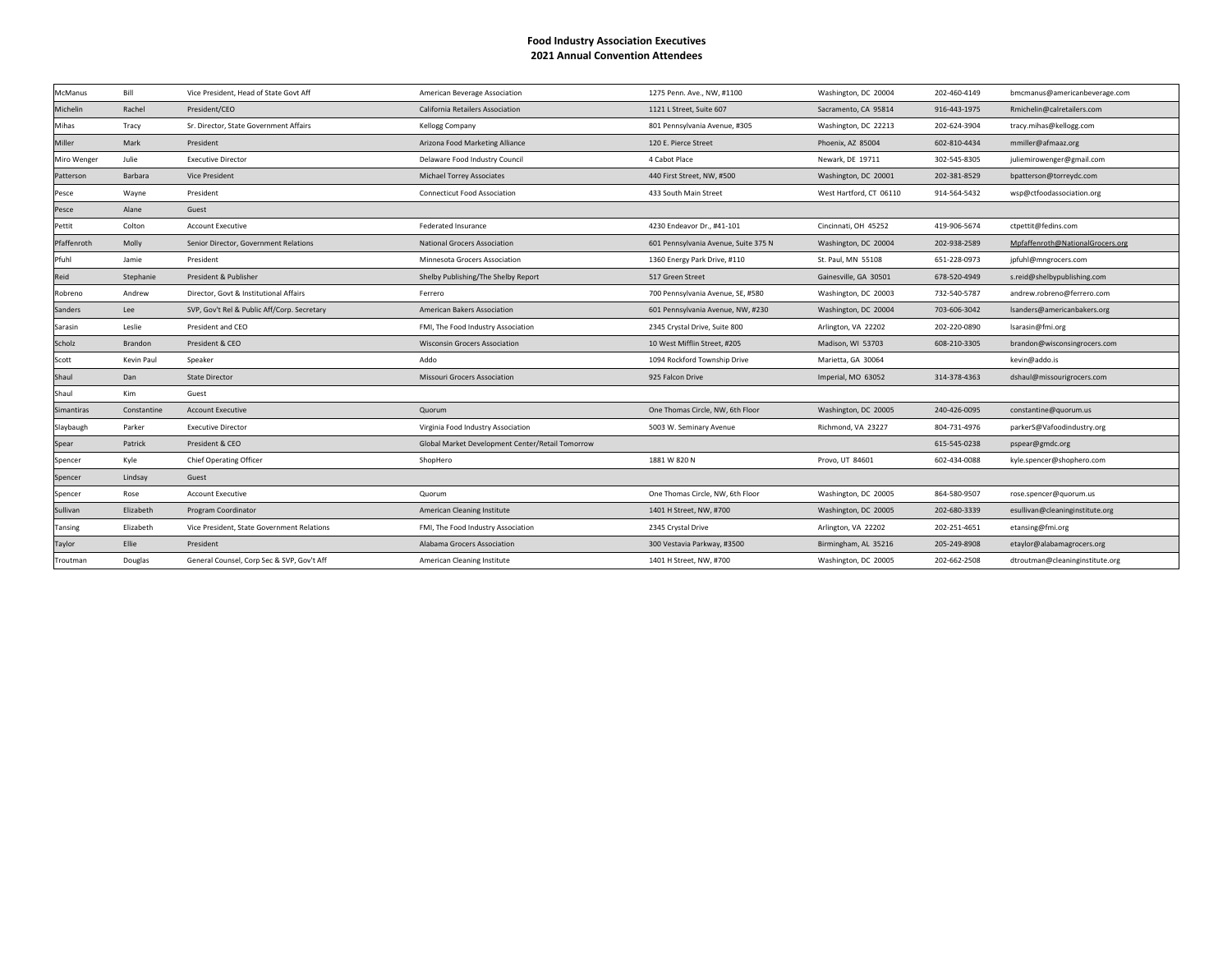**Food Industry Association Executives**
**2021 Annual Convention Attendees**

| | | | | | | | |
|---|---|---|---|---|---|---|---|
| McManus | Bill | Vice President, Head of State Govt Aff | American Beverage Association | 1275 Penn. Ave., NW, #1100 | Washington, DC 20004 | 202-460-4149 | bmcmanus@americanbeverage.com |
| Michelin | Rachel | President/CEO | California Retailers Association | 1121 L Street, Suite 607 | Sacramento, CA 95814 | 916-443-1975 | Rmichelin@calretailers.com |
| Mihas | Tracy | Sr. Director, State Government Affairs | Kellogg Company | 801 Pennsylvania Avenue, #305 | Washington, DC 22213 | 202-624-3904 | tracy.mihas@kellogg.com |
| Miller | Mark | President | Arizona Food Marketing Alliance | 120 E. Pierce Street | Phoenix, AZ 85004 | 602-810-4434 | mmiller@afmaaz.org |
| Miro Wenger | Julie | Executive Director | Delaware Food Industry Council | 4 Cabot Place | Newark, DE 19711 | 302-545-8305 | juliemirowenger@gmail.com |
| Patterson | Barbara | Vice President | Michael Torrey Associates | 440 First Street, NW, #500 | Washington, DC 20001 | 202-381-8529 | bpatterson@torreydc.com |
| Pesce | Wayne | President | Connecticut Food Association | 433 South Main Street | West Hartford, CT 06110 | 914-564-5432 | wsp@ctfoodassociation.org |
| Pesce | Alane | Guest | | | | | |
| Pettit | Colton | Account Executive | Federated Insurance | 4230 Endeavor Dr., #41-101 | Cincinnati, OH 45252 | 419-906-5674 | ctpettit@fedins.com |
| Pfaffenroth | Molly | Senior Director, Government Relations | National Grocers Association | 601 Pennsylvania Avenue, Suite 375 N | Washington, DC 20004 | 202-938-2589 | Mpfaffenroth@NationalGrocers.org |
| Pfuhl | Jamie | President | Minnesota Grocers Association | 1360 Energy Park Drive, #110 | St. Paul, MN 55108 | 651-228-0973 | jpfuhl@mngrocers.com |
| Reid | Stephanie | President & Publisher | Shelby Publishing/The Shelby Report | 517 Green Street | Gainesville, GA 30501 | 678-520-4949 | s.reid@shelbypublishing.com |
| Robreno | Andrew | Director, Govt & Institutional Affairs | Ferrero | 700 Pennsylvania Avenue, SE, #580 | Washington, DC 20003 | 732-540-5787 | andrew.robreno@ferrero.com |
| Sanders | Lee | SVP, Gov't Rel & Public Aff/Corp. Secretary | American Bakers Association | 601 Pennsylvania Avenue, NW, #230 | Washington, DC 20004 | 703-606-3042 | lsanders@americanbakers.org |
| Sarasin | Leslie | President and CEO | FMI, The Food Industry Association | 2345 Crystal Drive, Suite 800 | Arlington, VA 22202 | 202-220-0890 | lsarasin@fmi.org |
| Scholz | Brandon | President & CEO | Wisconsin Grocers Association | 10 West Mifflin Street, #205 | Madison, WI 53703 | 608-210-3305 | brandon@wisconsingrocers.com |
| Scott | Kevin Paul | Speaker | Addo | 1094 Rockford Township Drive | Marietta, GA 30064 | | kevin@addo.is |
| Shaul | Dan | State Director | Missouri Grocers Association | 925 Falcon Drive | Imperial, MO 63052 | 314-378-4363 | dshaul@missourigrocers.com |
| Shaul | Kim | Guest | | | | | |
| Simantiras | Constantine | Account Executive | Quorum | One Thomas Circle, NW, 6th Floor | Washington, DC 20005 | 240-426-0095 | constantine@quorum.us |
| Slaybaugh | Parker | Executive Director | Virginia Food Industry Association | 5003 W. Seminary Avenue | Richmond, VA 23227 | 804-731-4976 | parkerS@Vafoodindustry.org |
| Spear | Patrick | President & CEO | Global Market Development Center/Retail Tomorrow | | | 615-545-0238 | pspear@gmdc.org |
| Spencer | Kyle | Chief Operating Officer | ShopHero | 1881 W 820 N | Provo, UT 84601 | 602-434-0088 | kyle.spencer@shophero.com |
| Spencer | Lindsay | Guest | | | | | |
| Spencer | Rose | Account Executive | Quorum | One Thomas Circle, NW, 6th Floor | Washington, DC 20005 | 864-580-9507 | rose.spencer@quorum.us |
| Sullivan | Elizabeth | Program Coordinator | American Cleaning Institute | 1401 H Street, NW, #700 | Washington, DC 20005 | 202-680-3339 | esullivan@cleaninginstitute.org |
| Tansing | Elizabeth | Vice President, State Government Relations | FMI, The Food Industry Association | 2345 Crystal Drive | Arlington, VA 22202 | 202-251-4651 | etansing@fmi.org |
| Taylor | Ellie | President | Alabama Grocers Association | 300 Vestavia Parkway, #3500 | Birmingham, AL 35216 | 205-249-8908 | etaylor@alabamagrocers.org |
| Troutman | Douglas | General Counsel, Corp Sec & SVP, Gov't Aff | American Cleaning Institute | 1401 H Street, NW, #700 | Washington, DC 20005 | 202-662-2508 | dtroutman@cleaninginstitute.org |